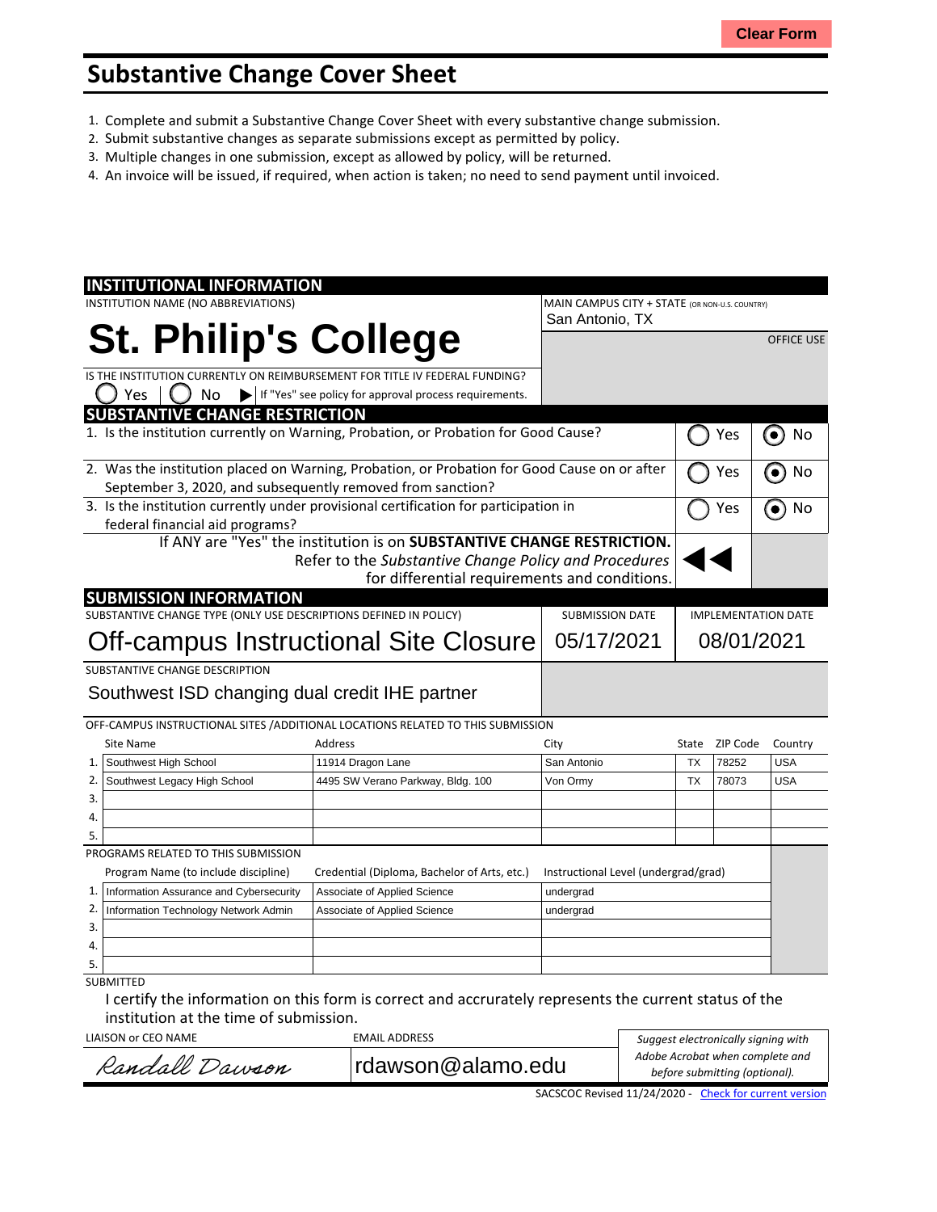# Substantive Change Cover Sheet

1. Complete and submit a Substantive Change Cover Sheet with every substantive change submission.
2. Submit substantive changes as separate submissions except as permitted by policy.
3. Multiple changes in one submission, except as allowed by policy, will be returned.
4. An invoice will be issued, if required, when action is taken; no need to send payment until invoiced.

## INSTITUTIONAL INFORMATION

INSTITUTION NAME (NO ABBREVIATIONS): **St. Philip's College**

MAIN CAMPUS CITY + STATE (OR NON-U.S. COUNTRY): San Antonio, TX

OFFICE USE

IS THE INSTITUTION CURRENTLY ON REIMBURSEMENT FOR TITLE IV FEDERAL FUNDING?
◯ Yes ◯ No ▶ If "Yes" see policy for approval process requirements.

## SUBSTANTIVE CHANGE RESTRICTION

| Question | Yes | No |
|---|---|---|
| 1. Is the institution currently on Warning, Probation, or Probation for Good Cause? | ◯ | ◉ |
| 2. Was the institution placed on Warning, Probation, or Probation for Good Cause on or after September 3, 2020, and subsequently removed from sanction? | ◯ | ◉ |
| 3. Is the institution currently under provisional certification for participation in federal financial aid programs? | ◯ | ◉ |

If ANY are "Yes" the institution is on **SUBSTANTIVE CHANGE RESTRICTION.** Refer to the *Substantive Change Policy and Procedures* for differential requirements and conditions.

## SUBMISSION INFORMATION

| SUBSTANTIVE CHANGE TYPE (ONLY USE DESCRIPTIONS DEFINED IN POLICY) | SUBMISSION DATE | IMPLEMENTATION DATE |
|---|---|---|
| Off-campus Instructional Site Closure | 05/17/2021 | 08/01/2021 |

SUBSTANTIVE CHANGE DESCRIPTION: Southwest ISD changing dual credit IHE partner

OFF-CAMPUS INSTRUCTIONAL SITES /ADDITIONAL LOCATIONS RELATED TO THIS SUBMISSION

| | Site Name | Address | City | State | ZIP Code | Country |
|---|---|---|---|---|---|---|
| 1. | Southwest High School | 11914 Dragon Lane | San Antonio | TX | 78252 | USA |
| 2. | Southwest Legacy High School | 4495 SW Verano Parkway, Bldg. 100 | Von Ormy | TX | 78073 | USA |
| 3. | | | | | | |
| 4. | | | | | | |
| 5. | | | | | | |

PROGRAMS RELATED TO THIS SUBMISSION

| | Program Name (to include discipline) | Credential (Diploma, Bachelor of Arts, etc.) | Instructional Level (undergrad/grad) |
|---|---|---|---|
| 1. | Information Assurance and Cybersecurity | Associate of Applied Science | undergrad |
| 2. | Information Technology Network Admin | Associate of Applied Science | undergrad |
| 3. | | | |
| 4. | | | |
| 5. | | | |

SUBMITTED

I certify the information on this form is correct and accrurately represents the current status of the institution at the time of submission.

| LIAISON or CEO NAME | EMAIL ADDRESS | |
|---|---|---|
| Randall Dawson | rdawson@alamo.edu | *Suggest electronically signing with Adobe Acrobat when complete and before submitting (optional).* |

SACSCOC Revised 11/24/2020 - Check for current version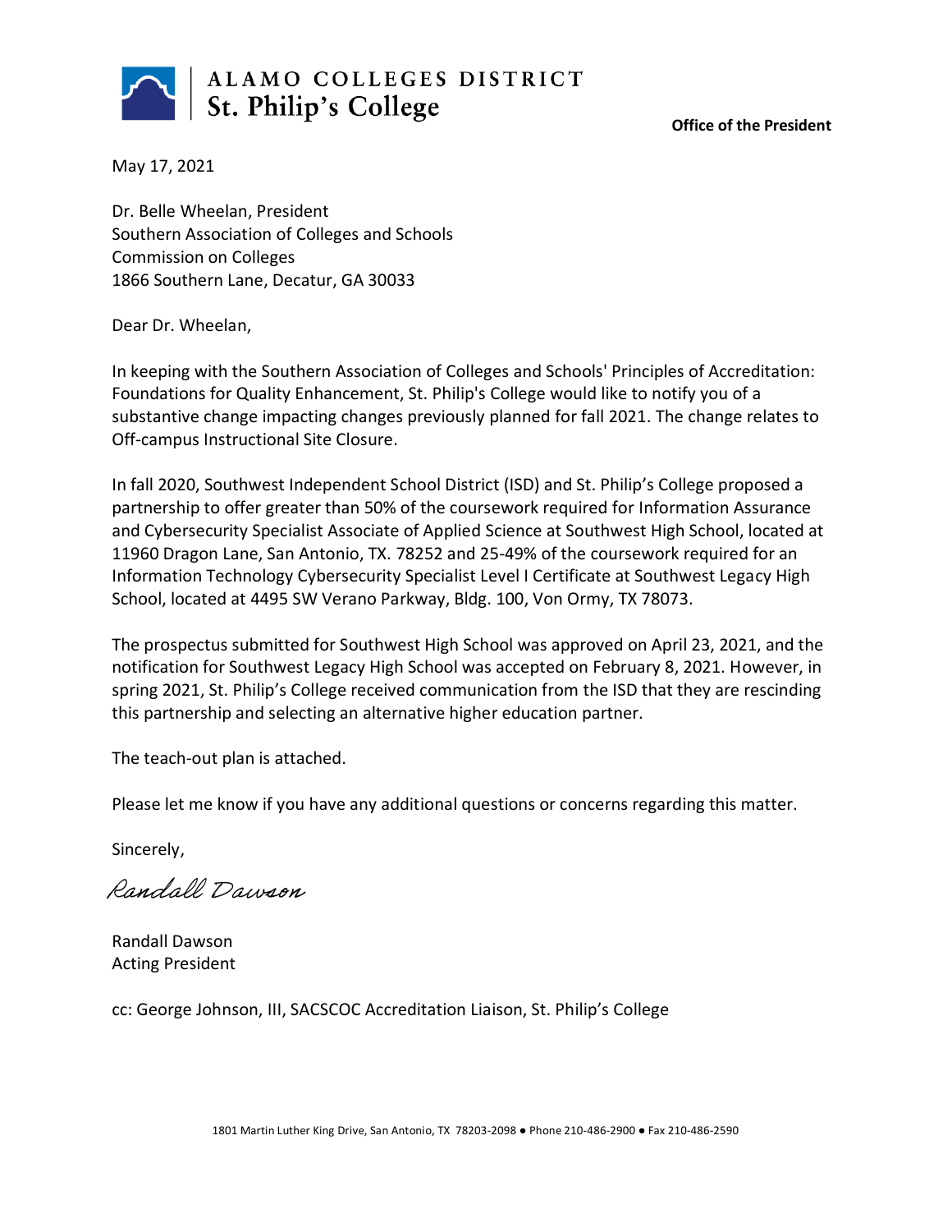**ALAMO COLLEGES DISTRICT**
**St. Philip's College**

**Office of the President**

May 17, 2021

Dr. Belle Wheelan, President
Southern Association of Colleges and Schools
Commission on Colleges
1866 Southern Lane, Decatur, GA 30033

Dear Dr. Wheelan,

In keeping with the Southern Association of Colleges and Schools' Principles of Accreditation: Foundations for Quality Enhancement, St. Philip's College would like to notify you of a substantive change impacting changes previously planned for fall 2021. The change relates to Off-campus Instructional Site Closure.

In fall 2020, Southwest Independent School District (ISD) and St. Philip's College proposed a partnership to offer greater than 50% of the coursework required for Information Assurance and Cybersecurity Specialist Associate of Applied Science at Southwest High School, located at 11960 Dragon Lane, San Antonio, TX. 78252 and 25-49% of the coursework required for an Information Technology Cybersecurity Specialist Level I Certificate at Southwest Legacy High School, located at 4495 SW Verano Parkway, Bldg. 100, Von Ormy, TX 78073.

The prospectus submitted for Southwest High School was approved on April 23, 2021, and the notification for Southwest Legacy High School was accepted on February 8, 2021. However, in spring 2021, St. Philip's College received communication from the ISD that they are rescinding this partnership and selecting an alternative higher education partner.

The teach-out plan is attached.

Please let me know if you have any additional questions or concerns regarding this matter.

Sincerely,

*Randall Dawson*

Randall Dawson
Acting President

cc: George Johnson, III, SACSCOC Accreditation Liaison, St. Philip's College

1801 Martin Luther King Drive, San Antonio, TX 78203-2098 ● Phone 210-486-2900 ● Fax 210-486-2590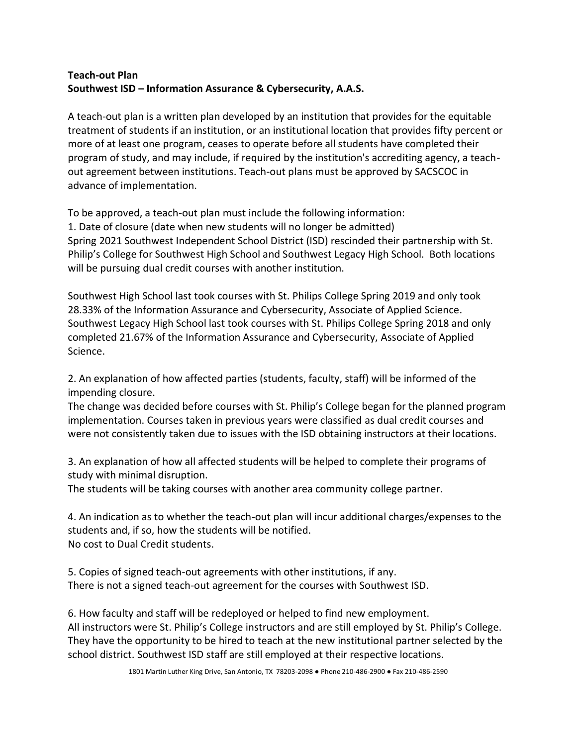**Teach-out Plan**
**Southwest ISD – Information Assurance & Cybersecurity, A.A.S.**

A teach-out plan is a written plan developed by an institution that provides for the equitable treatment of students if an institution, or an institutional location that provides fifty percent or more of at least one program, ceases to operate before all students have completed their program of study, and may include, if required by the institution's accrediting agency, a teach-out agreement between institutions. Teach-out plans must be approved by SACSCOC in advance of implementation.

To be approved, a teach-out plan must include the following information:

1. Date of closure (date when new students will no longer be admitted)
Spring 2021 Southwest Independent School District (ISD) rescinded their partnership with St. Philip's College for Southwest High School and Southwest Legacy High School. Both locations will be pursuing dual credit courses with another institution.

Southwest High School last took courses with St. Philips College Spring 2019 and only took 28.33% of the Information Assurance and Cybersecurity, Associate of Applied Science. Southwest Legacy High School last took courses with St. Philips College Spring 2018 and only completed 21.67% of the Information Assurance and Cybersecurity, Associate of Applied Science.

2. An explanation of how affected parties (students, faculty, staff) will be informed of the impending closure.
The change was decided before courses with St. Philip's College began for the planned program implementation. Courses taken in previous years were classified as dual credit courses and were not consistently taken due to issues with the ISD obtaining instructors at their locations.

3. An explanation of how all affected students will be helped to complete their programs of study with minimal disruption.
The students will be taking courses with another area community college partner.

4. An indication as to whether the teach-out plan will incur additional charges/expenses to the students and, if so, how the students will be notified.
No cost to Dual Credit students.

5. Copies of signed teach-out agreements with other institutions, if any.
There is not a signed teach-out agreement for the courses with Southwest ISD.

6. How faculty and staff will be redeployed or helped to find new employment.
All instructors were St. Philip's College instructors and are still employed by St. Philip's College. They have the opportunity to be hired to teach at the new institutional partner selected by the school district. Southwest ISD staff are still employed at their respective locations.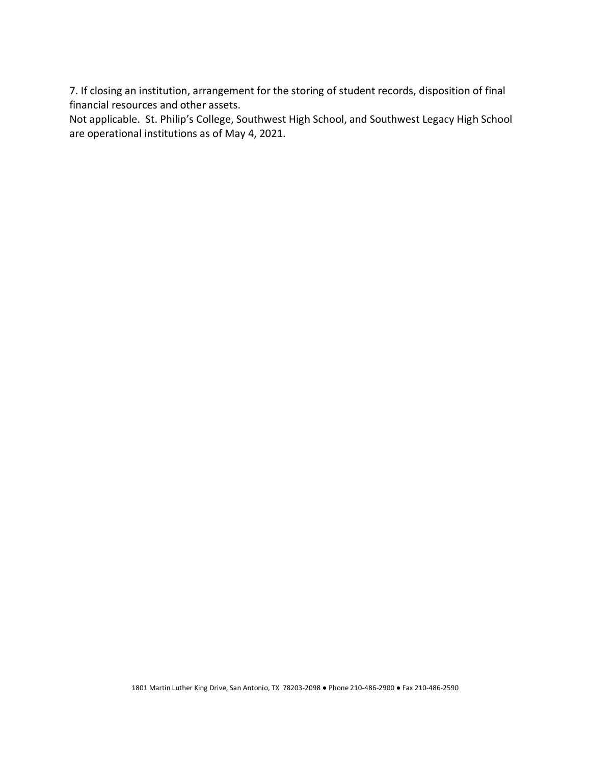7. If closing an institution, arrangement for the storing of student records, disposition of final financial resources and other assets.

Not applicable. St. Philip's College, Southwest High School, and Southwest Legacy High School are operational institutions as of May 4, 2021.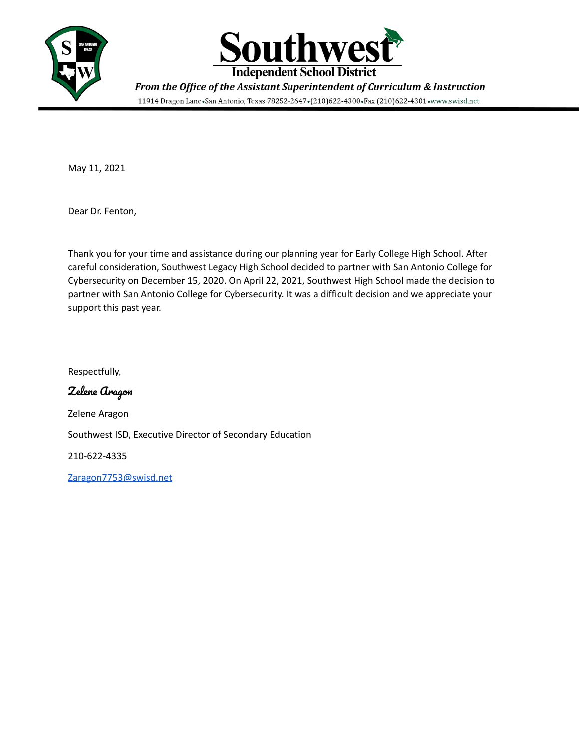# Southwest

## Independent School District

*From the Office of the Assistant Superintendent of Curriculum & Instruction*

11914 Dragon Lane•San Antonio, Texas 78252-2647•(210)622-4300•Fax (210)622-4301•www.swisd.net

May 11, 2021

Dear Dr. Fenton,

Thank you for your time and assistance during our planning year for Early College High School. After careful consideration, Southwest Legacy High School decided to partner with San Antonio College for Cybersecurity on December 15, 2020. On April 22, 2021, Southwest High School made the decision to partner with San Antonio College for Cybersecurity. It was a difficult decision and we appreciate your support this past year.

Respectfully,

*Zelene Aragon*

Zelene Aragon

Southwest ISD, Executive Director of Secondary Education

210-622-4335

Zaragon7753@swisd.net